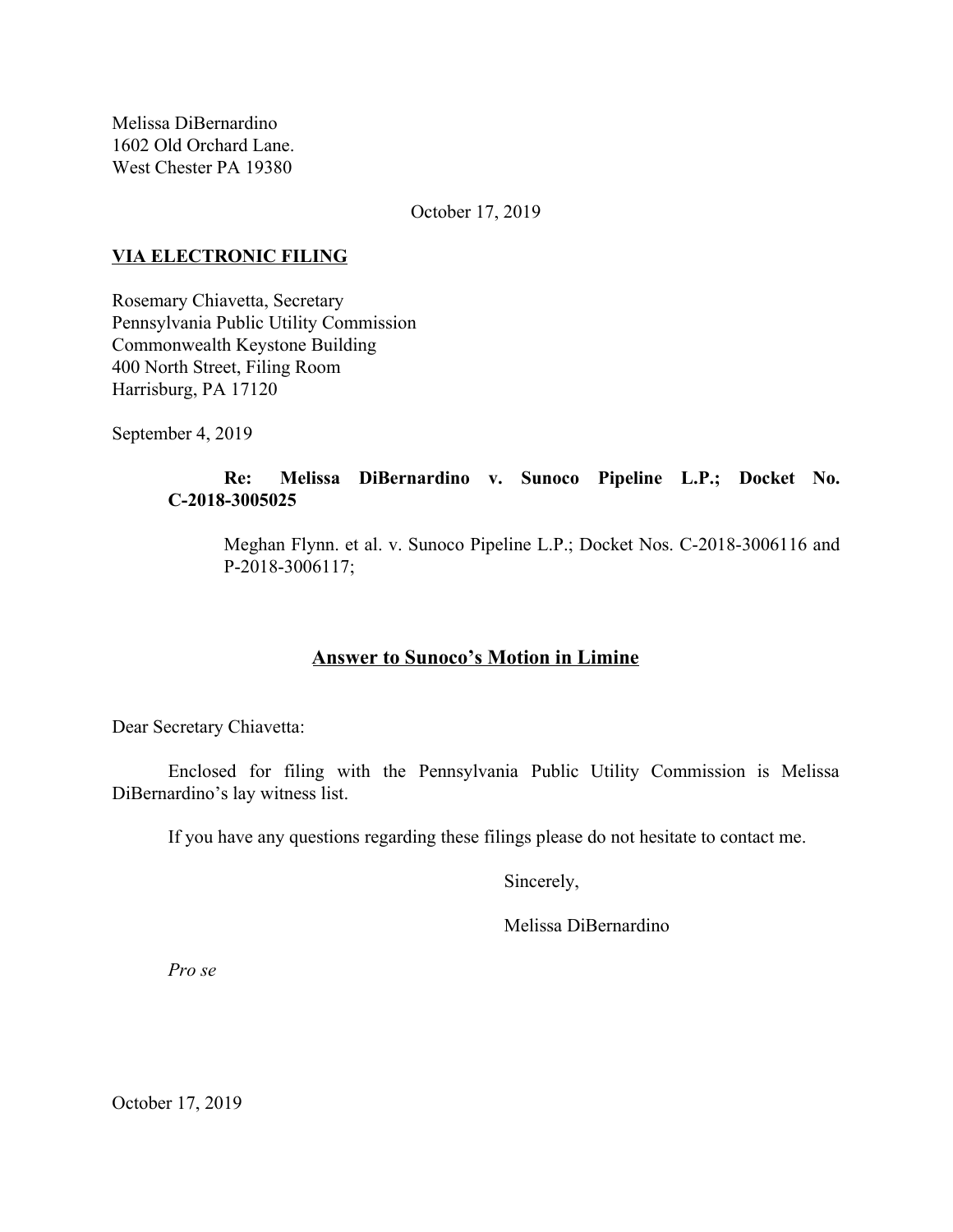Melissa DiBernardino
1602 Old Orchard Lane.
West Chester PA 19380

October 17, 2019

**VIA ELECTRONIC FILING**

Rosemary Chiavetta, Secretary
Pennsylvania Public Utility Commission
Commonwealth Keystone Building
400 North Street, Filing Room
Harrisburg, PA 17120

September 4, 2019

**Re: Melissa DiBernardino v. Sunoco Pipeline L.P.; Docket No. C-2018-3005025**

Meghan Flynn. et al. v. Sunoco Pipeline L.P.; Docket Nos. C-2018-3006116 and P-2018-3006117;

## Answer to Sunoco's Motion in Limine

Dear Secretary Chiavetta:

Enclosed for filing with the Pennsylvania Public Utility Commission is Melissa DiBernardino's lay witness list.

If you have any questions regarding these filings please do not hesitate to contact me.

Sincerely,

Melissa DiBernardino

*Pro se*

October 17, 2019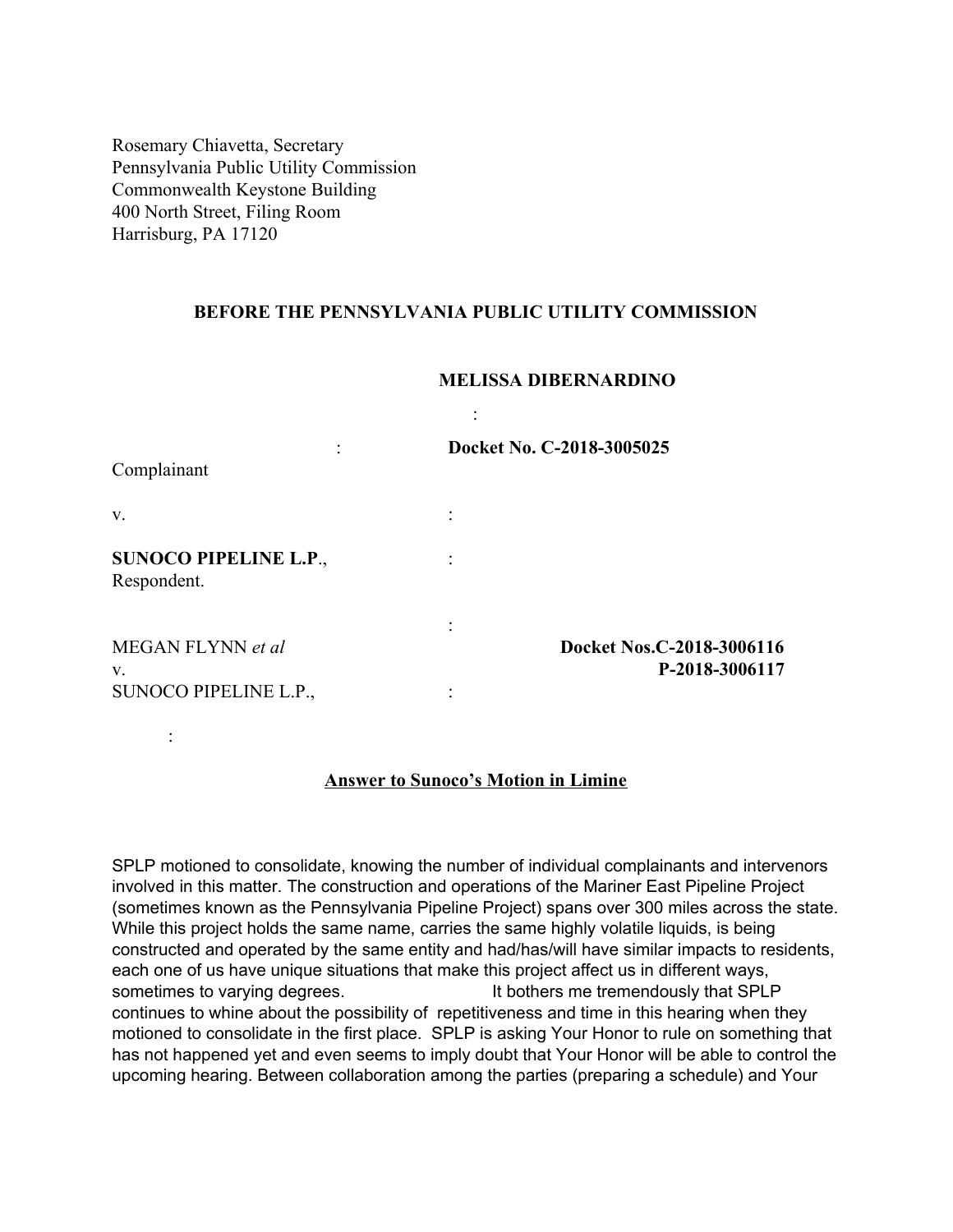Rosemary Chiavetta, Secretary
Pennsylvania Public Utility Commission
Commonwealth Keystone Building
400 North Street, Filing Room
Harrisburg, PA 17120

**BEFORE THE PENNSYLVANIA PUBLIC UTILITY COMMISSION**

**MELISSA DIBERNARDINO** :
Complainant : **Docket No. C-2018-3005025**

v. :

**SUNOCO PIPELINE L.P.**, :
Respondent.

:

MEGAN FLYNN *et al* **Docket Nos.C-2018-3006116**
v. **P-2018-3006117**
SUNOCO PIPELINE L.P., :

:

**Answer to Sunoco's Motion in Limine**

SPLP motioned to consolidate, knowing the number of individual complainants and intervenors involved in this matter. The construction and operations of the Mariner East Pipeline Project (sometimes known as the Pennsylvania Pipeline Project) spans over 300 miles across the state. While this project holds the same name, carries the same highly volatile liquids, is being constructed and operated by the same entity and had/has/will have similar impacts to residents, each one of us have unique situations that make this project affect us in different ways, sometimes to varying degrees. It bothers me tremendously that SPLP continues to whine about the possibility of repetitiveness and time in this hearing when they motioned to consolidate in the first place. SPLP is asking Your Honor to rule on something that has not happened yet and even seems to imply doubt that Your Honor will be able to control the upcoming hearing. Between collaboration among the parties (preparing a schedule) and Your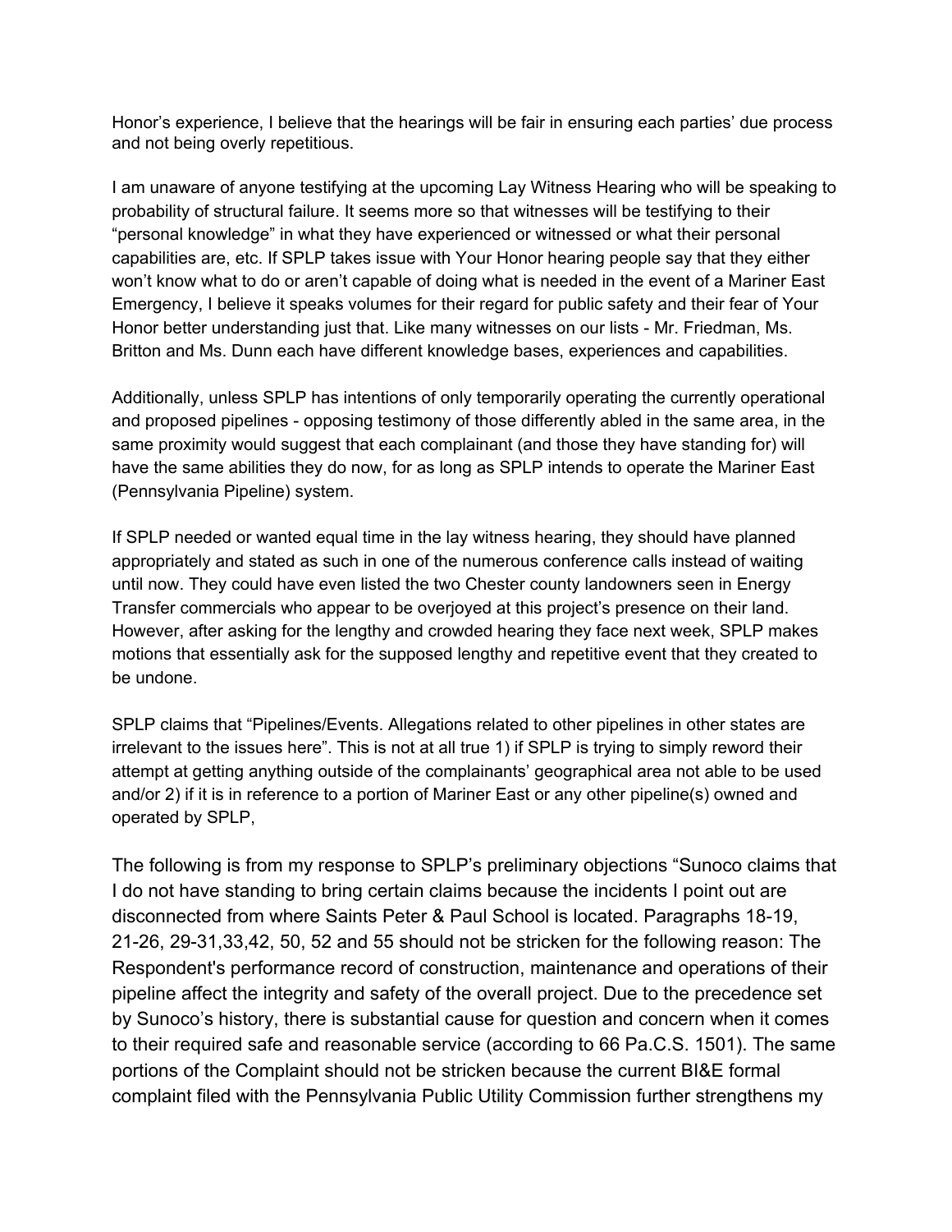Honor's experience, I believe that the hearings will be fair in ensuring each parties' due process and not being overly repetitious.

I am unaware of anyone testifying at the upcoming Lay Witness Hearing who will be speaking to probability of structural failure. It seems more so that witnesses will be testifying to their "personal knowledge" in what they have experienced or witnessed or what their personal capabilities are, etc. If SPLP takes issue with Your Honor hearing people say that they either won't know what to do or aren't capable of doing what is needed in the event of a Mariner East Emergency, I believe it speaks volumes for their regard for public safety and their fear of Your Honor better understanding just that. Like many witnesses on our lists - Mr. Friedman, Ms. Britton and Ms. Dunn each have different knowledge bases, experiences and capabilities.

Additionally, unless SPLP has intentions of only temporarily operating the currently operational and proposed pipelines - opposing testimony of those differently abled in the same area, in the same proximity would suggest that each complainant (and those they have standing for) will have the same abilities they do now, for as long as SPLP intends to operate the Mariner East (Pennsylvania Pipeline) system.

If SPLP needed or wanted equal time in the lay witness hearing, they should have planned appropriately and stated as such in one of the numerous conference calls instead of waiting until now. They could have even listed the two Chester county landowners seen in Energy Transfer commercials who appear to be overjoyed at this project's presence on their land. However, after asking for the lengthy and crowded hearing they face next week, SPLP makes motions that essentially ask for the supposed lengthy and repetitive event that they created to be undone.

SPLP claims that "Pipelines/Events. Allegations related to other pipelines in other states are irrelevant to the issues here". This is not at all true 1) if SPLP is trying to simply reword their attempt at getting anything outside of the complainants' geographical area not able to be used and/or 2) if it is in reference to a portion of Mariner East or any other pipeline(s) owned and operated by SPLP,

The following is from my response to SPLP's preliminary objections "Sunoco claims that I do not have standing to bring certain claims because the incidents I point out are disconnected from where Saints Peter & Paul School is located. Paragraphs 18-19, 21-26, 29-31,33,42, 50, 52 and 55 should not be stricken for the following reason: The Respondent's performance record of construction, maintenance and operations of their pipeline affect the integrity and safety of the overall project. Due to the precedence set by Sunoco's history, there is substantial cause for question and concern when it comes to their required safe and reasonable service (according to 66 Pa.C.S. 1501). The same portions of the Complaint should not be stricken because the current BI&E formal complaint filed with the Pennsylvania Public Utility Commission further strengthens my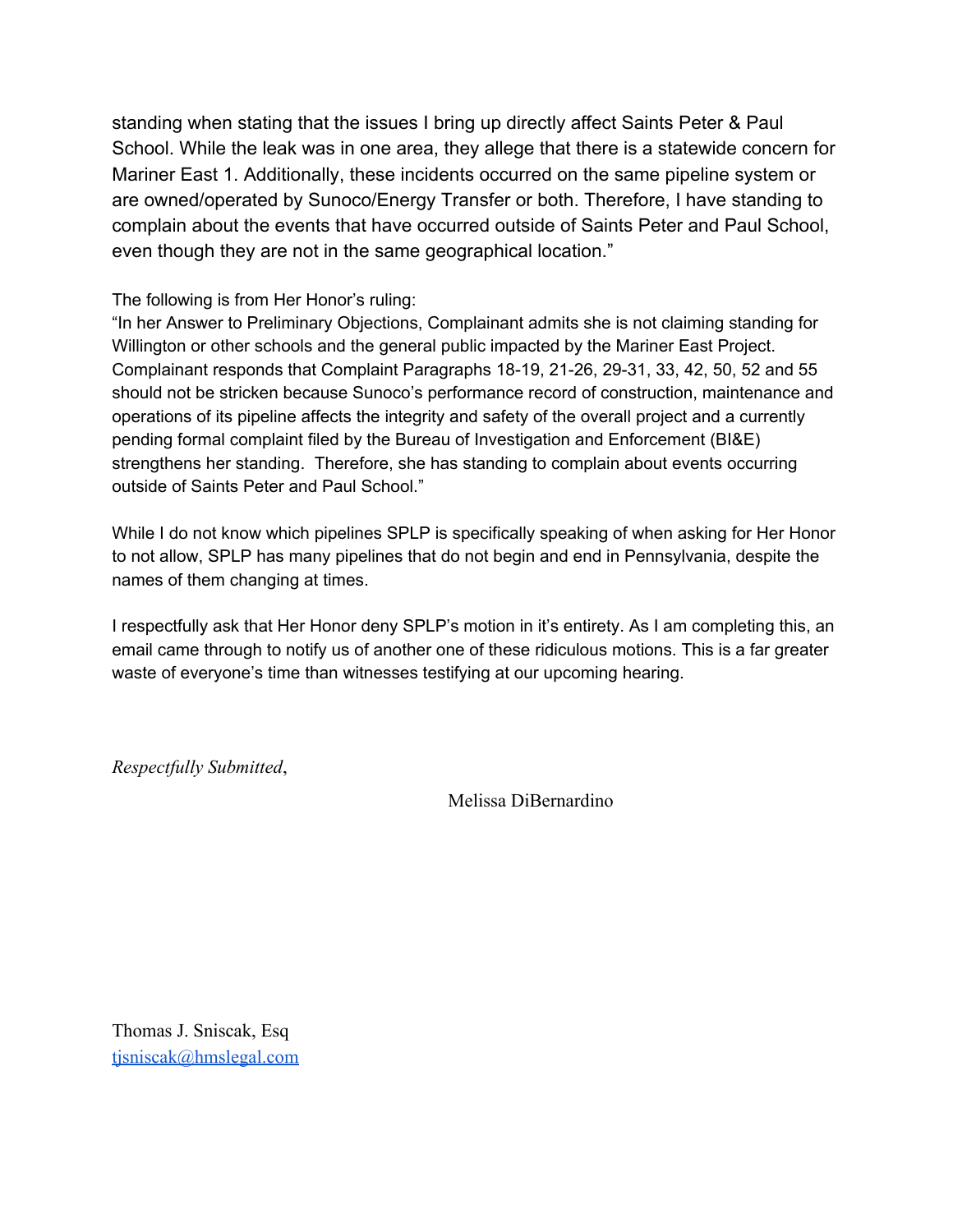standing when stating that the issues I bring up directly affect Saints Peter & Paul School. While the leak was in one area, they allege that there is a statewide concern for Mariner East 1. Additionally, these incidents occurred on the same pipeline system or are owned/operated by Sunoco/Energy Transfer or both. Therefore, I have standing to complain about the events that have occurred outside of Saints Peter and Paul School, even though they are not in the same geographical location."

The following is from Her Honor's ruling:
"In her Answer to Preliminary Objections, Complainant admits she is not claiming standing for Willington or other schools and the general public impacted by the Mariner East Project. Complainant responds that Complaint Paragraphs 18-19, 21-26, 29-31, 33, 42, 50, 52 and 55 should not be stricken because Sunoco's performance record of construction, maintenance and operations of its pipeline affects the integrity and safety of the overall project and a currently pending formal complaint filed by the Bureau of Investigation and Enforcement (BI&E) strengthens her standing. Therefore, she has standing to complain about events occurring outside of Saints Peter and Paul School."

While I do not know which pipelines SPLP is specifically speaking of when asking for Her Honor to not allow, SPLP has many pipelines that do not begin and end in Pennsylvania, despite the names of them changing at times.

I respectfully ask that Her Honor deny SPLP's motion in it's entirety. As I am completing this, an email came through to notify us of another one of these ridiculous motions. This is a far greater waste of everyone's time than witnesses testifying at our upcoming hearing.

*Respectfully Submitted*,

Melissa DiBernardino

Thomas J. Sniscak, Esq
tjsniscak@hmslegal.com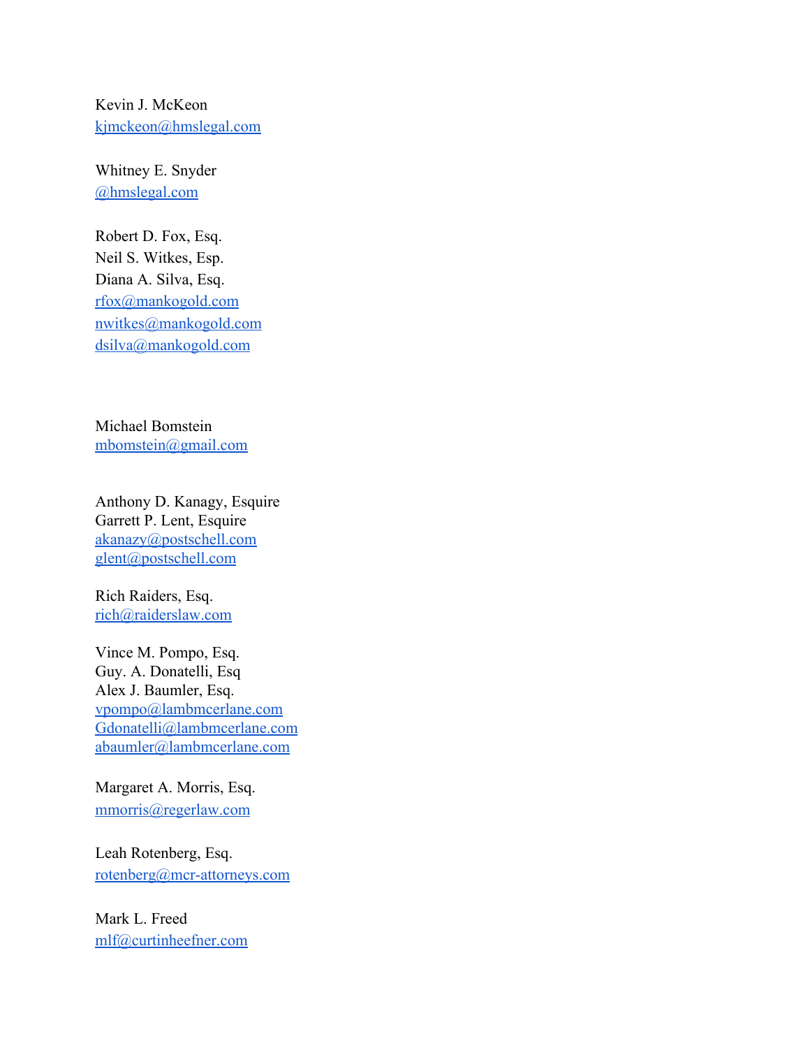Kevin J. McKeon
kjmckeon@hmslegal.com

Whitney E. Snyder
@hmslegal.com

Robert D. Fox, Esq.
Neil S. Witkes, Esp.
Diana A. Silva, Esq.
rfox@mankogold.com
nwitkes@mankogold.com
dsilva@mankogold.com

Michael Bomstein
mbomstein@gmail.com

Anthony D. Kanagy, Esquire
Garrett P. Lent, Esquire
akanazy@postschell.com
glent@postschell.com

Rich Raiders, Esq.
rich@raiderslaw.com

Vince M. Pompo, Esq.
Guy. A. Donatelli, Esq
Alex J. Baumler, Esq.
vpompo@lambmcerlane.com
Gdonatelli@lambmcerlane.com
abaumler@lambmcerlane.com

Margaret A. Morris, Esq.
mmorris@regerlaw.com

Leah Rotenberg, Esq.
rotenberg@mcr-attorneys.com

Mark L. Freed
mlf@curtinheefner.com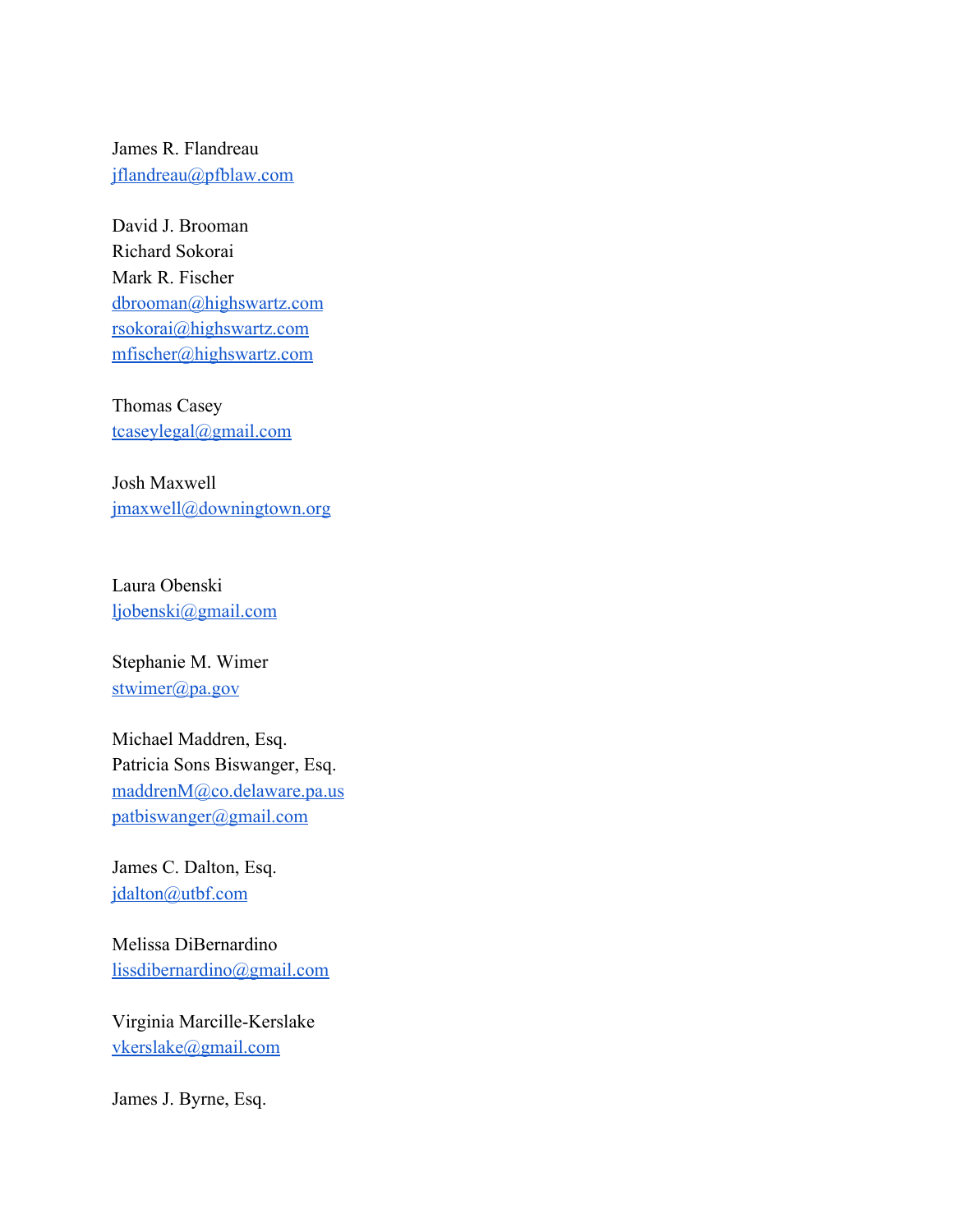James R. Flandreau
jflandreau@pfblaw.com

David J. Brooman
Richard Sokorai
Mark R. Fischer
dbrooman@highswartz.com
rsokorai@highswartz.com
mfischer@highswartz.com

Thomas Casey
tcaseylegal@gmail.com

Josh Maxwell
jmaxwell@downingtown.org

Laura Obenski
ljobenski@gmail.com

Stephanie M. Wimer
stwimer@pa.gov

Michael Maddren, Esq.
Patricia Sons Biswanger, Esq.
maddrenM@co.delaware.pa.us
patbiswanger@gmail.com

James C. Dalton, Esq.
jdalton@utbf.com

Melissa DiBernardino
lissdibernardino@gmail.com

Virginia Marcille-Kerslake
vkerslake@gmail.com

James J. Byrne, Esq.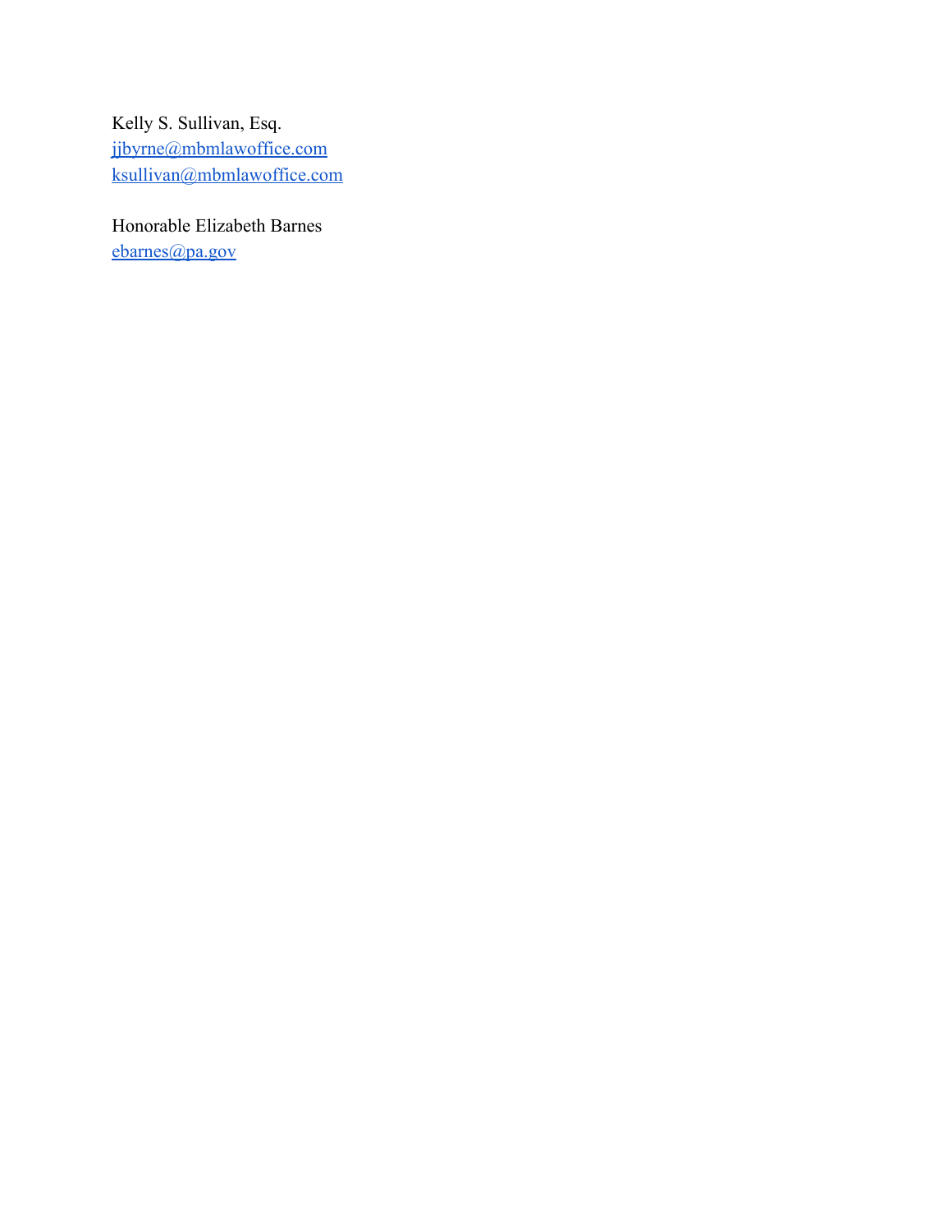Kelly S. Sullivan, Esq.
jjbyrne@mbmlawoffice.com
ksullivan@mbmlawoffice.com

Honorable Elizabeth Barnes
ebarnes@pa.gov